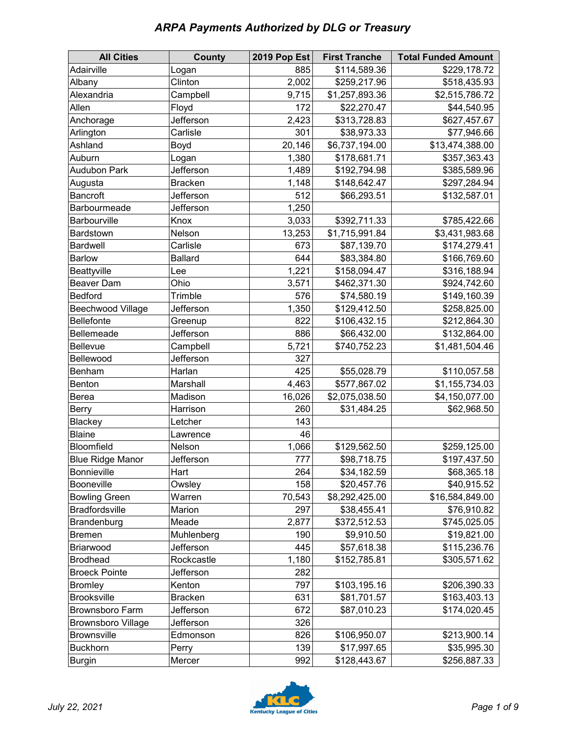# ARPA Payments Authorized by DLG or Treasury

| All Cities | County | 2019 Pop Est | First Tranche | Total Funded Amount |
|---|---|---|---|---|
| Adairville | Logan | 885 | $114,589.36 | $229,178.72 |
| Albany | Clinton | 2,002 | $259,217.96 | $518,435.93 |
| Alexandria | Campbell | 9,715 | $1,257,893.36 | $2,515,786.72 |
| Allen | Floyd | 172 | $22,270.47 | $44,540.95 |
| Anchorage | Jefferson | 2,423 | $313,728.83 | $627,457.67 |
| Arlington | Carlisle | 301 | $38,973.33 | $77,946.66 |
| Ashland | Boyd | 20,146 | $6,737,194.00 | $13,474,388.00 |
| Auburn | Logan | 1,380 | $178,681.71 | $357,363.43 |
| Audubon Park | Jefferson | 1,489 | $192,794.98 | $385,589.96 |
| Augusta | Bracken | 1,148 | $148,642.47 | $297,284.94 |
| Bancroft | Jefferson | 512 | $66,293.51 | $132,587.01 |
| Barbourmeade | Jefferson | 1,250 | | |
| Barbourville | Knox | 3,033 | $392,711.33 | $785,422.66 |
| Bardstown | Nelson | 13,253 | $1,715,991.84 | $3,431,983.68 |
| Bardwell | Carlisle | 673 | $87,139.70 | $174,279.41 |
| Barlow | Ballard | 644 | $83,384.80 | $166,769.60 |
| Beattyville | Lee | 1,221 | $158,094.47 | $316,188.94 |
| Beaver Dam | Ohio | 3,571 | $462,371.30 | $924,742.60 |
| Bedford | Trimble | 576 | $74,580.19 | $149,160.39 |
| Beechwood Village | Jefferson | 1,350 | $129,412.50 | $258,825.00 |
| Bellefonte | Greenup | 822 | $106,432.15 | $212,864.30 |
| Bellemeade | Jefferson | 886 | $66,432.00 | $132,864.00 |
| Bellevue | Campbell | 5,721 | $740,752.23 | $1,481,504.46 |
| Bellewood | Jefferson | 327 | | |
| Benham | Harlan | 425 | $55,028.79 | $110,057.58 |
| Benton | Marshall | 4,463 | $577,867.02 | $1,155,734.03 |
| Berea | Madison | 16,026 | $2,075,038.50 | $4,150,077.00 |
| Berry | Harrison | 260 | $31,484.25 | $62,968.50 |
| Blackey | Letcher | 143 | | |
| Blaine | Lawrence | 46 | | |
| Bloomfield | Nelson | 1,066 | $129,562.50 | $259,125.00 |
| Blue Ridge Manor | Jefferson | 777 | $98,718.75 | $197,437.50 |
| Bonnieville | Hart | 264 | $34,182.59 | $68,365.18 |
| Booneville | Owsley | 158 | $20,457.76 | $40,915.52 |
| Bowling Green | Warren | 70,543 | $8,292,425.00 | $16,584,849.00 |
| Bradfordsville | Marion | 297 | $38,455.41 | $76,910.82 |
| Brandenburg | Meade | 2,877 | $372,512.53 | $745,025.05 |
| Bremen | Muhlenberg | 190 | $9,910.50 | $19,821.00 |
| Briarwood | Jefferson | 445 | $57,618.38 | $115,236.76 |
| Brodhead | Rockcastle | 1,180 | $152,785.81 | $305,571.62 |
| Broeck Pointe | Jefferson | 282 | | |
| Bromley | Kenton | 797 | $103,195.16 | $206,390.33 |
| Brooksville | Bracken | 631 | $81,701.57 | $163,403.13 |
| Brownsboro Farm | Jefferson | 672 | $87,010.23 | $174,020.45 |
| Brownsboro Village | Jefferson | 326 | | |
| Brownsville | Edmonson | 826 | $106,950.07 | $213,900.14 |
| Buckhorn | Perry | 139 | $17,997.65 | $35,995.30 |
| Burgin | Mercer | 992 | $128,443.67 | $256,887.33 |

*July 22, 2021*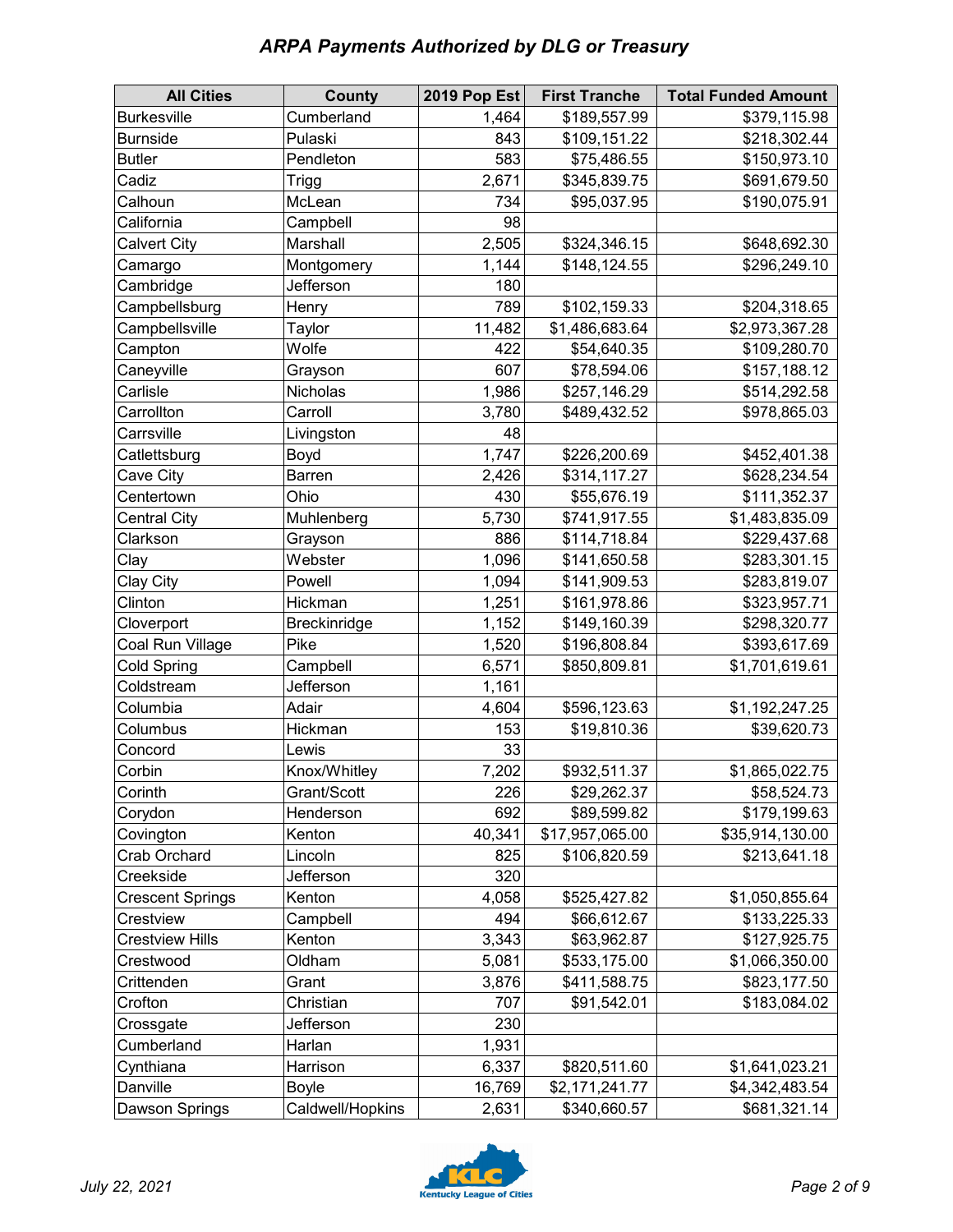## *ARPA Payments Authorized by DLG or Treasury*

| All Cities | County | 2019 Pop Est | First Tranche | Total Funded Amount |
|---|---|---|---|---|
| Burkesville | Cumberland | 1,464 | $189,557.99 | $379,115.98 |
| Burnside | Pulaski | 843 | $109,151.22 | $218,302.44 |
| Butler | Pendleton | 583 | $75,486.55 | $150,973.10 |
| Cadiz | Trigg | 2,671 | $345,839.75 | $691,679.50 |
| Calhoun | McLean | 734 | $95,037.95 | $190,075.91 |
| California | Campbell | 98 | | |
| Calvert City | Marshall | 2,505 | $324,346.15 | $648,692.30 |
| Camargo | Montgomery | 1,144 | $148,124.55 | $296,249.10 |
| Cambridge | Jefferson | 180 | | |
| Campbellsburg | Henry | 789 | $102,159.33 | $204,318.65 |
| Campbellsville | Taylor | 11,482 | $1,486,683.64 | $2,973,367.28 |
| Campton | Wolfe | 422 | $54,640.35 | $109,280.70 |
| Caneyville | Grayson | 607 | $78,594.06 | $157,188.12 |
| Carlisle | Nicholas | 1,986 | $257,146.29 | $514,292.58 |
| Carrollton | Carroll | 3,780 | $489,432.52 | $978,865.03 |
| Carrsville | Livingston | 48 | | |
| Catlettsburg | Boyd | 1,747 | $226,200.69 | $452,401.38 |
| Cave City | Barren | 2,426 | $314,117.27 | $628,234.54 |
| Centertown | Ohio | 430 | $55,676.19 | $111,352.37 |
| Central City | Muhlenberg | 5,730 | $741,917.55 | $1,483,835.09 |
| Clarkson | Grayson | 886 | $114,718.84 | $229,437.68 |
| Clay | Webster | 1,096 | $141,650.58 | $283,301.15 |
| Clay City | Powell | 1,094 | $141,909.53 | $283,819.07 |
| Clinton | Hickman | 1,251 | $161,978.86 | $323,957.71 |
| Cloverport | Breckinridge | 1,152 | $149,160.39 | $298,320.77 |
| Coal Run Village | Pike | 1,520 | $196,808.84 | $393,617.69 |
| Cold Spring | Campbell | 6,571 | $850,809.81 | $1,701,619.61 |
| Coldstream | Jefferson | 1,161 | | |
| Columbia | Adair | 4,604 | $596,123.63 | $1,192,247.25 |
| Columbus | Hickman | 153 | $19,810.36 | $39,620.73 |
| Concord | Lewis | 33 | | |
| Corbin | Knox/Whitley | 7,202 | $932,511.37 | $1,865,022.75 |
| Corinth | Grant/Scott | 226 | $29,262.37 | $58,524.73 |
| Corydon | Henderson | 692 | $89,599.82 | $179,199.63 |
| Covington | Kenton | 40,341 | $17,957,065.00 | $35,914,130.00 |
| Crab Orchard | Lincoln | 825 | $106,820.59 | $213,641.18 |
| Creekside | Jefferson | 320 | | |
| Crescent Springs | Kenton | 4,058 | $525,427.82 | $1,050,855.64 |
| Crestview | Campbell | 494 | $66,612.67 | $133,225.33 |
| Crestview Hills | Kenton | 3,343 | $63,962.87 | $127,925.75 |
| Crestwood | Oldham | 5,081 | $533,175.00 | $1,066,350.00 |
| Crittenden | Grant | 3,876 | $411,588.75 | $823,177.50 |
| Crofton | Christian | 707 | $91,542.01 | $183,084.02 |
| Crossgate | Jefferson | 230 | | |
| Cumberland | Harlan | 1,931 | | |
| Cynthiana | Harrison | 6,337 | $820,511.60 | $1,641,023.21 |
| Danville | Boyle | 16,769 | $2,171,241.77 | $4,342,483.54 |
| Dawson Springs | Caldwell/Hopkins | 2,631 | $340,660.57 | $681,321.14 |

*July 22, 2021*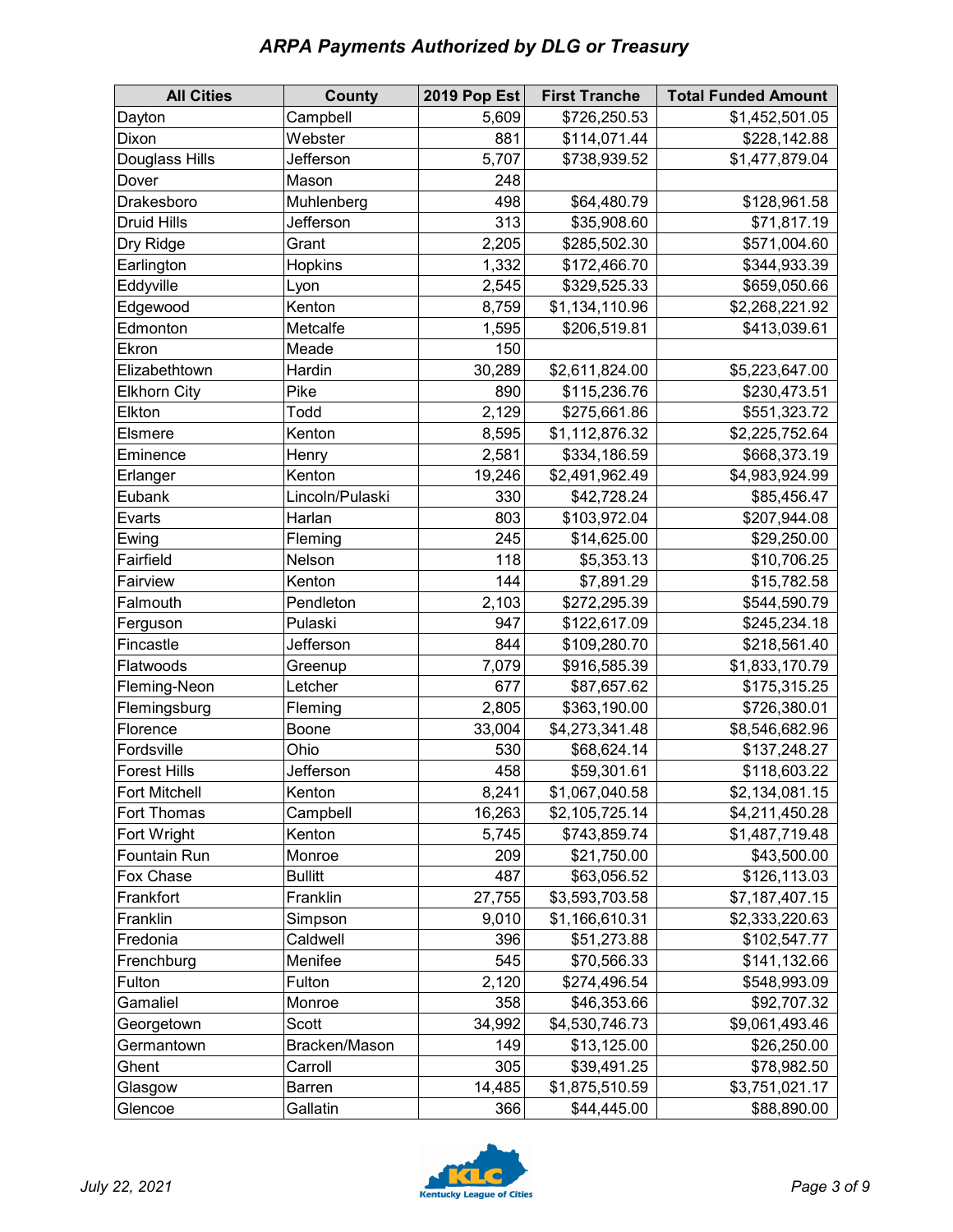## ARPA Payments Authorized by DLG or Treasury

| All Cities | County | 2019 Pop Est | First Tranche | Total Funded Amount |
|---|---|---|---|---|
| Dayton | Campbell | 5,609 | $726,250.53 | $1,452,501.05 |
| Dixon | Webster | 881 | $114,071.44 | $228,142.88 |
| Douglass Hills | Jefferson | 5,707 | $738,939.52 | $1,477,879.04 |
| Dover | Mason | 248 | | |
| Drakesboro | Muhlenberg | 498 | $64,480.79 | $128,961.58 |
| Druid Hills | Jefferson | 313 | $35,908.60 | $71,817.19 |
| Dry Ridge | Grant | 2,205 | $285,502.30 | $571,004.60 |
| Earlington | Hopkins | 1,332 | $172,466.70 | $344,933.39 |
| Eddyville | Lyon | 2,545 | $329,525.33 | $659,050.66 |
| Edgewood | Kenton | 8,759 | $1,134,110.96 | $2,268,221.92 |
| Edmonton | Metcalfe | 1,595 | $206,519.81 | $413,039.61 |
| Ekron | Meade | 150 | | |
| Elizabethtown | Hardin | 30,289 | $2,611,824.00 | $5,223,647.00 |
| Elkhorn City | Pike | 890 | $115,236.76 | $230,473.51 |
| Elkton | Todd | 2,129 | $275,661.86 | $551,323.72 |
| Elsmere | Kenton | 8,595 | $1,112,876.32 | $2,225,752.64 |
| Eminence | Henry | 2,581 | $334,186.59 | $668,373.19 |
| Erlanger | Kenton | 19,246 | $2,491,962.49 | $4,983,924.99 |
| Eubank | Lincoln/Pulaski | 330 | $42,728.24 | $85,456.47 |
| Evarts | Harlan | 803 | $103,972.04 | $207,944.08 |
| Ewing | Fleming | 245 | $14,625.00 | $29,250.00 |
| Fairfield | Nelson | 118 | $5,353.13 | $10,706.25 |
| Fairview | Kenton | 144 | $7,891.29 | $15,782.58 |
| Falmouth | Pendleton | 2,103 | $272,295.39 | $544,590.79 |
| Ferguson | Pulaski | 947 | $122,617.09 | $245,234.18 |
| Fincastle | Jefferson | 844 | $109,280.70 | $218,561.40 |
| Flatwoods | Greenup | 7,079 | $916,585.39 | $1,833,170.79 |
| Fleming-Neon | Letcher | 677 | $87,657.62 | $175,315.25 |
| Flemingsburg | Fleming | 2,805 | $363,190.00 | $726,380.01 |
| Florence | Boone | 33,004 | $4,273,341.48 | $8,546,682.96 |
| Fordsville | Ohio | 530 | $68,624.14 | $137,248.27 |
| Forest Hills | Jefferson | 458 | $59,301.61 | $118,603.22 |
| Fort Mitchell | Kenton | 8,241 | $1,067,040.58 | $2,134,081.15 |
| Fort Thomas | Campbell | 16,263 | $2,105,725.14 | $4,211,450.28 |
| Fort Wright | Kenton | 5,745 | $743,859.74 | $1,487,719.48 |
| Fountain Run | Monroe | 209 | $21,750.00 | $43,500.00 |
| Fox Chase | Bullitt | 487 | $63,056.52 | $126,113.03 |
| Frankfort | Franklin | 27,755 | $3,593,703.58 | $7,187,407.15 |
| Franklin | Simpson | 9,010 | $1,166,610.31 | $2,333,220.63 |
| Fredonia | Caldwell | 396 | $51,273.88 | $102,547.77 |
| Frenchburg | Menifee | 545 | $70,566.33 | $141,132.66 |
| Fulton | Fulton | 2,120 | $274,496.54 | $548,993.09 |
| Gamaliel | Monroe | 358 | $46,353.66 | $92,707.32 |
| Georgetown | Scott | 34,992 | $4,530,746.73 | $9,061,493.46 |
| Germantown | Bracken/Mason | 149 | $13,125.00 | $26,250.00 |
| Ghent | Carroll | 305 | $39,491.25 | $78,982.50 |
| Glasgow | Barren | 14,485 | $1,875,510.59 | $3,751,021.17 |
| Glencoe | Gallatin | 366 | $44,445.00 | $88,890.00 |

*July 22, 2021*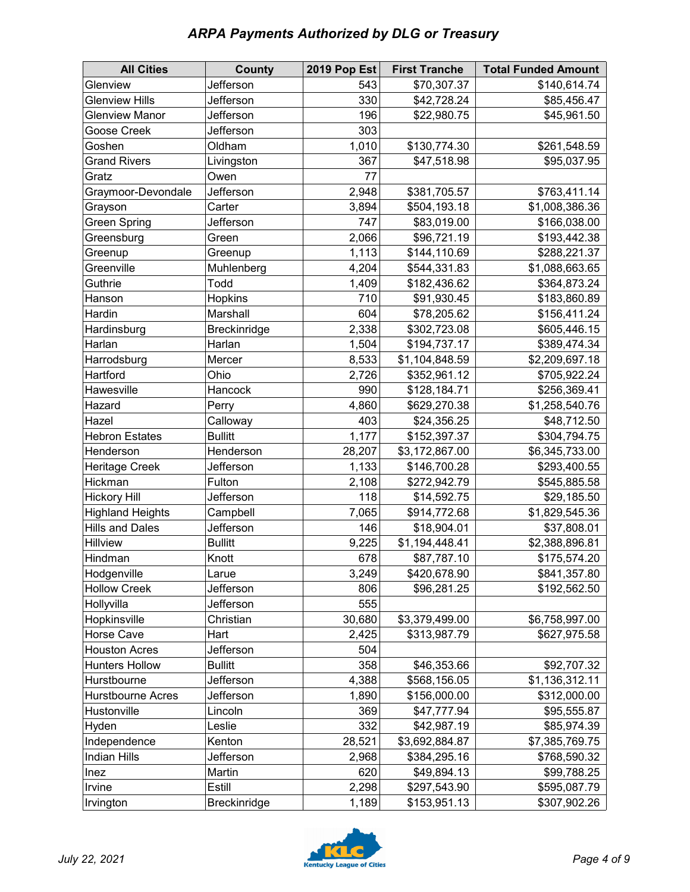## *ARPA Payments Authorized by DLG or Treasury*

| All Cities | County | 2019 Pop Est | First Tranche | Total Funded Amount |
|---|---|---|---|---|
| Glenview | Jefferson | 543 | $70,307.37 | $140,614.74 |
| Glenview Hills | Jefferson | 330 | $42,728.24 | $85,456.47 |
| Glenview Manor | Jefferson | 196 | $22,980.75 | $45,961.50 |
| Goose Creek | Jefferson | 303 | | |
| Goshen | Oldham | 1,010 | $130,774.30 | $261,548.59 |
| Grand Rivers | Livingston | 367 | $47,518.98 | $95,037.95 |
| Gratz | Owen | 77 | | |
| Graymoor-Devondale | Jefferson | 2,948 | $381,705.57 | $763,411.14 |
| Grayson | Carter | 3,894 | $504,193.18 | $1,008,386.36 |
| Green Spring | Jefferson | 747 | $83,019.00 | $166,038.00 |
| Greensburg | Green | 2,066 | $96,721.19 | $193,442.38 |
| Greenup | Greenup | 1,113 | $144,110.69 | $288,221.37 |
| Greenville | Muhlenberg | 4,204 | $544,331.83 | $1,088,663.65 |
| Guthrie | Todd | 1,409 | $182,436.62 | $364,873.24 |
| Hanson | Hopkins | 710 | $91,930.45 | $183,860.89 |
| Hardin | Marshall | 604 | $78,205.62 | $156,411.24 |
| Hardinsburg | Breckinridge | 2,338 | $302,723.08 | $605,446.15 |
| Harlan | Harlan | 1,504 | $194,737.17 | $389,474.34 |
| Harrodsburg | Mercer | 8,533 | $1,104,848.59 | $2,209,697.18 |
| Hartford | Ohio | 2,726 | $352,961.12 | $705,922.24 |
| Hawesville | Hancock | 990 | $128,184.71 | $256,369.41 |
| Hazard | Perry | 4,860 | $629,270.38 | $1,258,540.76 |
| Hazel | Calloway | 403 | $24,356.25 | $48,712.50 |
| Hebron Estates | Bullitt | 1,177 | $152,397.37 | $304,794.75 |
| Henderson | Henderson | 28,207 | $3,172,867.00 | $6,345,733.00 |
| Heritage Creek | Jefferson | 1,133 | $146,700.28 | $293,400.55 |
| Hickman | Fulton | 2,108 | $272,942.79 | $545,885.58 |
| Hickory Hill | Jefferson | 118 | $14,592.75 | $29,185.50 |
| Highland Heights | Campbell | 7,065 | $914,772.68 | $1,829,545.36 |
| Hills and Dales | Jefferson | 146 | $18,904.01 | $37,808.01 |
| Hillview | Bullitt | 9,225 | $1,194,448.41 | $2,388,896.81 |
| Hindman | Knott | 678 | $87,787.10 | $175,574.20 |
| Hodgenville | Larue | 3,249 | $420,678.90 | $841,357.80 |
| Hollow Creek | Jefferson | 806 | $96,281.25 | $192,562.50 |
| Hollyvilla | Jefferson | 555 | | |
| Hopkinsville | Christian | 30,680 | $3,379,499.00 | $6,758,997.00 |
| Horse Cave | Hart | 2,425 | $313,987.79 | $627,975.58 |
| Houston Acres | Jefferson | 504 | | |
| Hunters Hollow | Bullitt | 358 | $46,353.66 | $92,707.32 |
| Hurstbourne | Jefferson | 4,388 | $568,156.05 | $1,136,312.11 |
| Hurstbourne Acres | Jefferson | 1,890 | $156,000.00 | $312,000.00 |
| Hustonville | Lincoln | 369 | $47,777.94 | $95,555.87 |
| Hyden | Leslie | 332 | $42,987.19 | $85,974.39 |
| Independence | Kenton | 28,521 | $3,692,884.87 | $7,385,769.75 |
| Indian Hills | Jefferson | 2,968 | $384,295.16 | $768,590.32 |
| Inez | Martin | 620 | $49,894.13 | $99,788.25 |
| Irvine | Estill | 2,298 | $297,543.90 | $595,087.79 |
| Irvington | Breckinridge | 1,189 | $153,951.13 | $307,902.26 |

*July 22, 2021*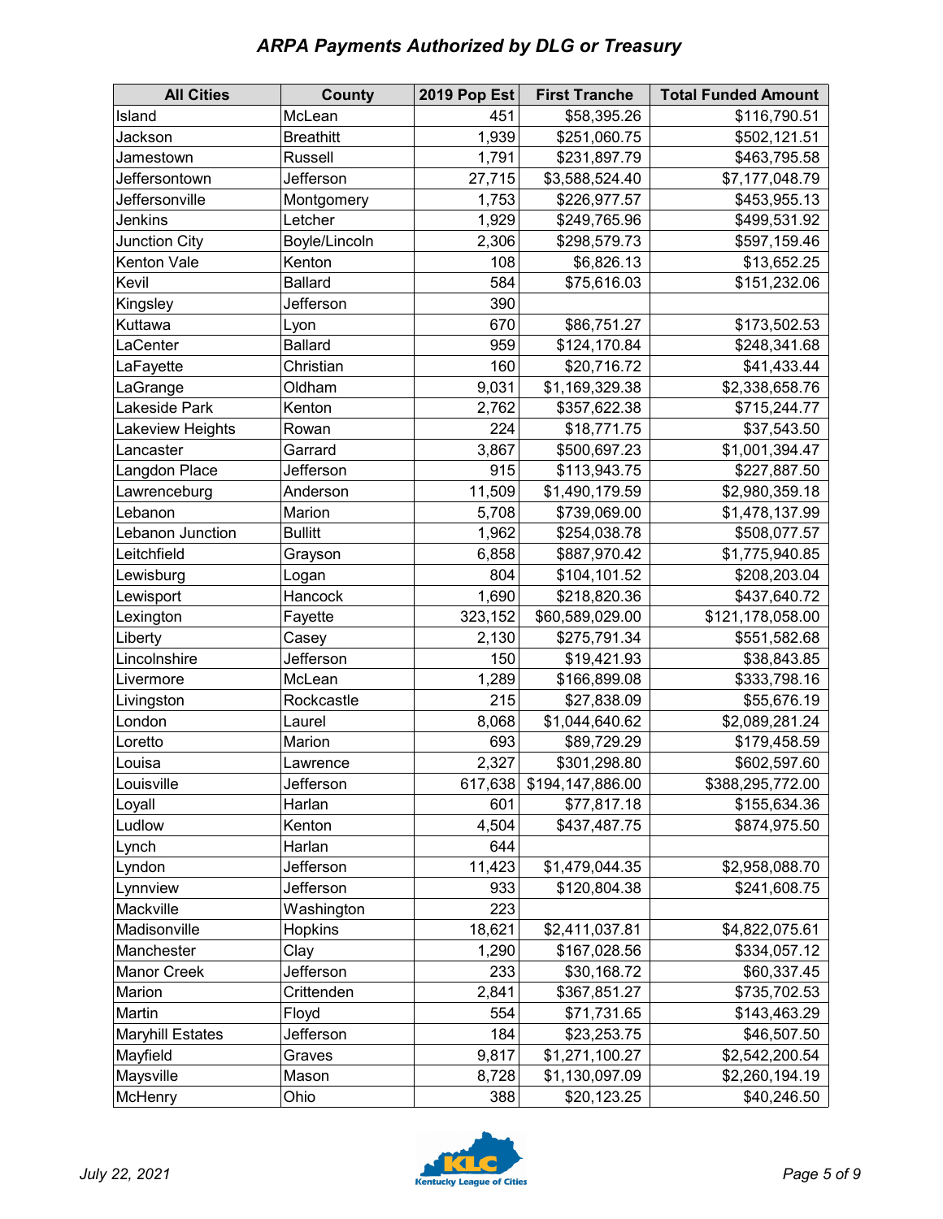## ARPA Payments Authorized by DLG or Treasury

| All Cities | County | 2019 Pop Est | First Tranche | Total Funded Amount |
|---|---|---|---|---|
| Island | McLean | 451 | $58,395.26 | $116,790.51 |
| Jackson | Breathitt | 1,939 | $251,060.75 | $502,121.51 |
| Jamestown | Russell | 1,791 | $231,897.79 | $463,795.58 |
| Jeffersontown | Jefferson | 27,715 | $3,588,524.40 | $7,177,048.79 |
| Jeffersonville | Montgomery | 1,753 | $226,977.57 | $453,955.13 |
| Jenkins | Letcher | 1,929 | $249,765.96 | $499,531.92 |
| Junction City | Boyle/Lincoln | 2,306 | $298,579.73 | $597,159.46 |
| Kenton Vale | Kenton | 108 | $6,826.13 | $13,652.25 |
| Kevil | Ballard | 584 | $75,616.03 | $151,232.06 |
| Kingsley | Jefferson | 390 | | |
| Kuttawa | Lyon | 670 | $86,751.27 | $173,502.53 |
| LaCenter | Ballard | 959 | $124,170.84 | $248,341.68 |
| LaFayette | Christian | 160 | $20,716.72 | $41,433.44 |
| LaGrange | Oldham | 9,031 | $1,169,329.38 | $2,338,658.76 |
| Lakeside Park | Kenton | 2,762 | $357,622.38 | $715,244.77 |
| Lakeview Heights | Rowan | 224 | $18,771.75 | $37,543.50 |
| Lancaster | Garrard | 3,867 | $500,697.23 | $1,001,394.47 |
| Langdon Place | Jefferson | 915 | $113,943.75 | $227,887.50 |
| Lawrenceburg | Anderson | 11,509 | $1,490,179.59 | $2,980,359.18 |
| Lebanon | Marion | 5,708 | $739,069.00 | $1,478,137.99 |
| Lebanon Junction | Bullitt | 1,962 | $254,038.78 | $508,077.57 |
| Leitchfield | Grayson | 6,858 | $887,970.42 | $1,775,940.85 |
| Lewisburg | Logan | 804 | $104,101.52 | $208,203.04 |
| Lewisport | Hancock | 1,690 | $218,820.36 | $437,640.72 |
| Lexington | Fayette | 323,152 | $60,589,029.00 | $121,178,058.00 |
| Liberty | Casey | 2,130 | $275,791.34 | $551,582.68 |
| Lincolnshire | Jefferson | 150 | $19,421.93 | $38,843.85 |
| Livermore | McLean | 1,289 | $166,899.08 | $333,798.16 |
| Livingston | Rockcastle | 215 | $27,838.09 | $55,676.19 |
| London | Laurel | 8,068 | $1,044,640.62 | $2,089,281.24 |
| Loretto | Marion | 693 | $89,729.29 | $179,458.59 |
| Louisa | Lawrence | 2,327 | $301,298.80 | $602,597.60 |
| Louisville | Jefferson | 617,638 | $194,147,886.00 | $388,295,772.00 |
| Loyall | Harlan | 601 | $77,817.18 | $155,634.36 |
| Ludlow | Kenton | 4,504 | $437,487.75 | $874,975.50 |
| Lynch | Harlan | 644 | | |
| Lyndon | Jefferson | 11,423 | $1,479,044.35 | $2,958,088.70 |
| Lynnview | Jefferson | 933 | $120,804.38 | $241,608.75 |
| Mackville | Washington | 223 | | |
| Madisonville | Hopkins | 18,621 | $2,411,037.81 | $4,822,075.61 |
| Manchester | Clay | 1,290 | $167,028.56 | $334,057.12 |
| Manor Creek | Jefferson | 233 | $30,168.72 | $60,337.45 |
| Marion | Crittenden | 2,841 | $367,851.27 | $735,702.53 |
| Martin | Floyd | 554 | $71,731.65 | $143,463.29 |
| Maryhill Estates | Jefferson | 184 | $23,253.75 | $46,507.50 |
| Mayfield | Graves | 9,817 | $1,271,100.27 | $2,542,200.54 |
| Maysville | Mason | 8,728 | $1,130,097.09 | $2,260,194.19 |
| McHenry | Ohio | 388 | $20,123.25 | $40,246.50 |

July 22, 2021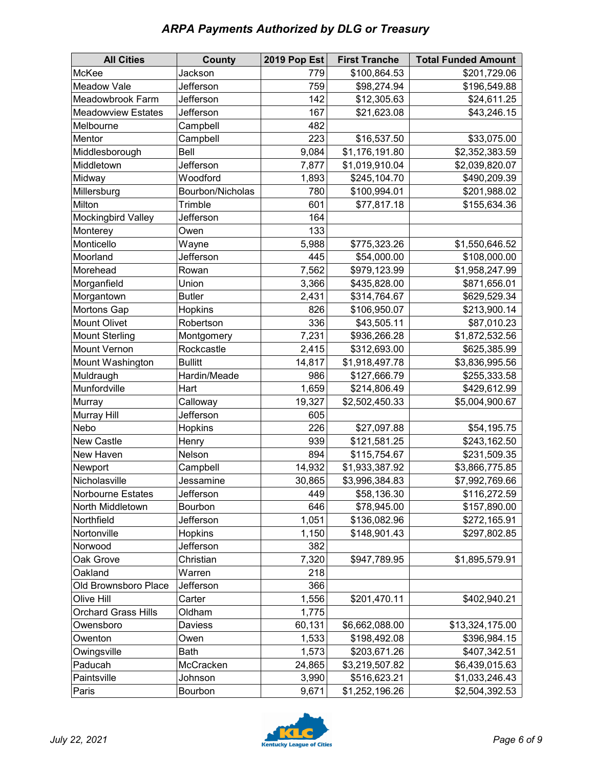## ARPA Payments Authorized by DLG or Treasury

| All Cities | County | 2019 Pop Est | First Tranche | Total Funded Amount |
|---|---|---|---|---|
| McKee | Jackson | 779 | $100,864.53 | $201,729.06 |
| Meadow Vale | Jefferson | 759 | $98,274.94 | $196,549.88 |
| Meadowbrook Farm | Jefferson | 142 | $12,305.63 | $24,611.25 |
| Meadowview Estates | Jefferson | 167 | $21,623.08 | $43,246.15 |
| Melbourne | Campbell | 482 | | |
| Mentor | Campbell | 223 | $16,537.50 | $33,075.00 |
| Middlesborough | Bell | 9,084 | $1,176,191.80 | $2,352,383.59 |
| Middletown | Jefferson | 7,877 | $1,019,910.04 | $2,039,820.07 |
| Midway | Woodford | 1,893 | $245,104.70 | $490,209.39 |
| Millersburg | Bourbon/Nicholas | 780 | $100,994.01 | $201,988.02 |
| Milton | Trimble | 601 | $77,817.18 | $155,634.36 |
| Mockingbird Valley | Jefferson | 164 | | |
| Monterey | Owen | 133 | | |
| Monticello | Wayne | 5,988 | $775,323.26 | $1,550,646.52 |
| Moorland | Jefferson | 445 | $54,000.00 | $108,000.00 |
| Morehead | Rowan | 7,562 | $979,123.99 | $1,958,247.99 |
| Morganfield | Union | 3,366 | $435,828.00 | $871,656.01 |
| Morgantown | Butler | 2,431 | $314,764.67 | $629,529.34 |
| Mortons Gap | Hopkins | 826 | $106,950.07 | $213,900.14 |
| Mount Olivet | Robertson | 336 | $43,505.11 | $87,010.23 |
| Mount Sterling | Montgomery | 7,231 | $936,266.28 | $1,872,532.56 |
| Mount Vernon | Rockcastle | 2,415 | $312,693.00 | $625,385.99 |
| Mount Washington | Bullitt | 14,817 | $1,918,497.78 | $3,836,995.56 |
| Muldraugh | Hardin/Meade | 986 | $127,666.79 | $255,333.58 |
| Munfordville | Hart | 1,659 | $214,806.49 | $429,612.99 |
| Murray | Calloway | 19,327 | $2,502,450.33 | $5,004,900.67 |
| Murray Hill | Jefferson | 605 | | |
| Nebo | Hopkins | 226 | $27,097.88 | $54,195.75 |
| New Castle | Henry | 939 | $121,581.25 | $243,162.50 |
| New Haven | Nelson | 894 | $115,754.67 | $231,509.35 |
| Newport | Campbell | 14,932 | $1,933,387.92 | $3,866,775.85 |
| Nicholasville | Jessamine | 30,865 | $3,996,384.83 | $7,992,769.66 |
| Norbourne Estates | Jefferson | 449 | $58,136.30 | $116,272.59 |
| North Middletown | Bourbon | 646 | $78,945.00 | $157,890.00 |
| Northfield | Jefferson | 1,051 | $136,082.96 | $272,165.91 |
| Nortonville | Hopkins | 1,150 | $148,901.43 | $297,802.85 |
| Norwood | Jefferson | 382 | | |
| Oak Grove | Christian | 7,320 | $947,789.95 | $1,895,579.91 |
| Oakland | Warren | 218 | | |
| Old Brownsboro Place | Jefferson | 366 | | |
| Olive Hill | Carter | 1,556 | $201,470.11 | $402,940.21 |
| Orchard Grass Hills | Oldham | 1,775 | | |
| Owensboro | Daviess | 60,131 | $6,662,088.00 | $13,324,175.00 |
| Owenton | Owen | 1,533 | $198,492.08 | $396,984.15 |
| Owingsville | Bath | 1,573 | $203,671.26 | $407,342.51 |
| Paducah | McCracken | 24,865 | $3,219,507.82 | $6,439,015.63 |
| Paintsville | Johnson | 3,990 | $516,623.21 | $1,033,246.43 |
| Paris | Bourbon | 9,671 | $1,252,196.26 | $2,504,392.53 |

*July 22, 2021*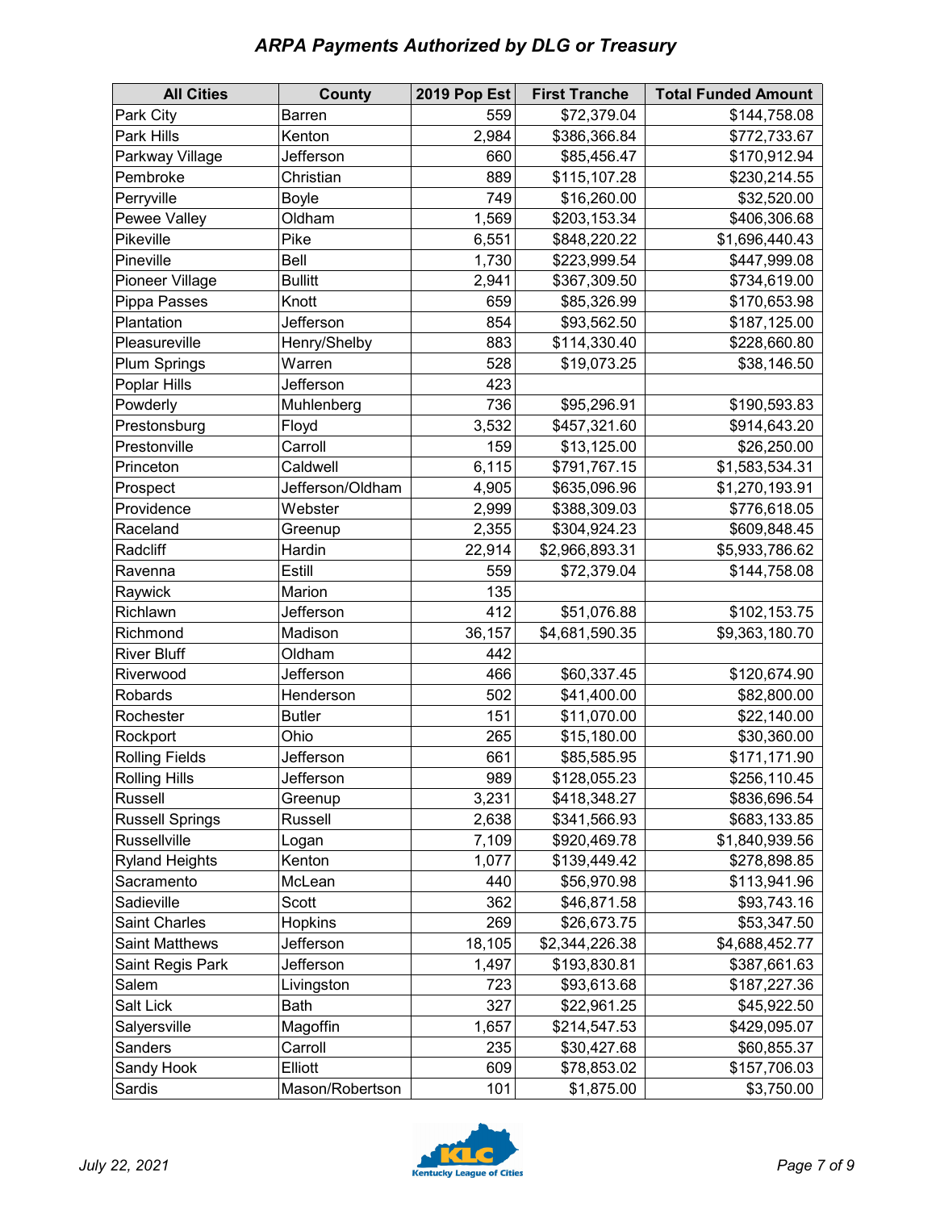## *ARPA Payments Authorized by DLG or Treasury*

| All Cities | County | 2019 Pop Est | First Tranche | Total Funded Amount |
|---|---|---|---|---|
| Park City | Barren | 559 | $72,379.04 | $144,758.08 |
| Park Hills | Kenton | 2,984 | $386,366.84 | $772,733.67 |
| Parkway Village | Jefferson | 660 | $85,456.47 | $170,912.94 |
| Pembroke | Christian | 889 | $115,107.28 | $230,214.55 |
| Perryville | Boyle | 749 | $16,260.00 | $32,520.00 |
| Pewee Valley | Oldham | 1,569 | $203,153.34 | $406,306.68 |
| Pikeville | Pike | 6,551 | $848,220.22 | $1,696,440.43 |
| Pineville | Bell | 1,730 | $223,999.54 | $447,999.08 |
| Pioneer Village | Bullitt | 2,941 | $367,309.50 | $734,619.00 |
| Pippa Passes | Knott | 659 | $85,326.99 | $170,653.98 |
| Plantation | Jefferson | 854 | $93,562.50 | $187,125.00 |
| Pleasureville | Henry/Shelby | 883 | $114,330.40 | $228,660.80 |
| Plum Springs | Warren | 528 | $19,073.25 | $38,146.50 |
| Poplar Hills | Jefferson | 423 | | |
| Powderly | Muhlenberg | 736 | $95,296.91 | $190,593.83 |
| Prestonsburg | Floyd | 3,532 | $457,321.60 | $914,643.20 |
| Prestonville | Carroll | 159 | $13,125.00 | $26,250.00 |
| Princeton | Caldwell | 6,115 | $791,767.15 | $1,583,534.31 |
| Prospect | Jefferson/Oldham | 4,905 | $635,096.96 | $1,270,193.91 |
| Providence | Webster | 2,999 | $388,309.03 | $776,618.05 |
| Raceland | Greenup | 2,355 | $304,924.23 | $609,848.45 |
| Radcliff | Hardin | 22,914 | $2,966,893.31 | $5,933,786.62 |
| Ravenna | Estill | 559 | $72,379.04 | $144,758.08 |
| Raywick | Marion | 135 | | |
| Richlawn | Jefferson | 412 | $51,076.88 | $102,153.75 |
| Richmond | Madison | 36,157 | $4,681,590.35 | $9,363,180.70 |
| River Bluff | Oldham | 442 | | |
| Riverwood | Jefferson | 466 | $60,337.45 | $120,674.90 |
| Robards | Henderson | 502 | $41,400.00 | $82,800.00 |
| Rochester | Butler | 151 | $11,070.00 | $22,140.00 |
| Rockport | Ohio | 265 | $15,180.00 | $30,360.00 |
| Rolling Fields | Jefferson | 661 | $85,585.95 | $171,171.90 |
| Rolling Hills | Jefferson | 989 | $128,055.23 | $256,110.45 |
| Russell | Greenup | 3,231 | $418,348.27 | $836,696.54 |
| Russell Springs | Russell | 2,638 | $341,566.93 | $683,133.85 |
| Russellville | Logan | 7,109 | $920,469.78 | $1,840,939.56 |
| Ryland Heights | Kenton | 1,077 | $139,449.42 | $278,898.85 |
| Sacramento | McLean | 440 | $56,970.98 | $113,941.96 |
| Sadieville | Scott | 362 | $46,871.58 | $93,743.16 |
| Saint Charles | Hopkins | 269 | $26,673.75 | $53,347.50 |
| Saint Matthews | Jefferson | 18,105 | $2,344,226.38 | $4,688,452.77 |
| Saint Regis Park | Jefferson | 1,497 | $193,830.81 | $387,661.63 |
| Salem | Livingston | 723 | $93,613.68 | $187,227.36 |
| Salt Lick | Bath | 327 | $22,961.25 | $45,922.50 |
| Salyersville | Magoffin | 1,657 | $214,547.53 | $429,095.07 |
| Sanders | Carroll | 235 | $30,427.68 | $60,855.37 |
| Sandy Hook | Elliott | 609 | $78,853.02 | $157,706.03 |
| Sardis | Mason/Robertson | 101 | $1,875.00 | $3,750.00 |

*July 22, 2021*

Kentucky League of Cities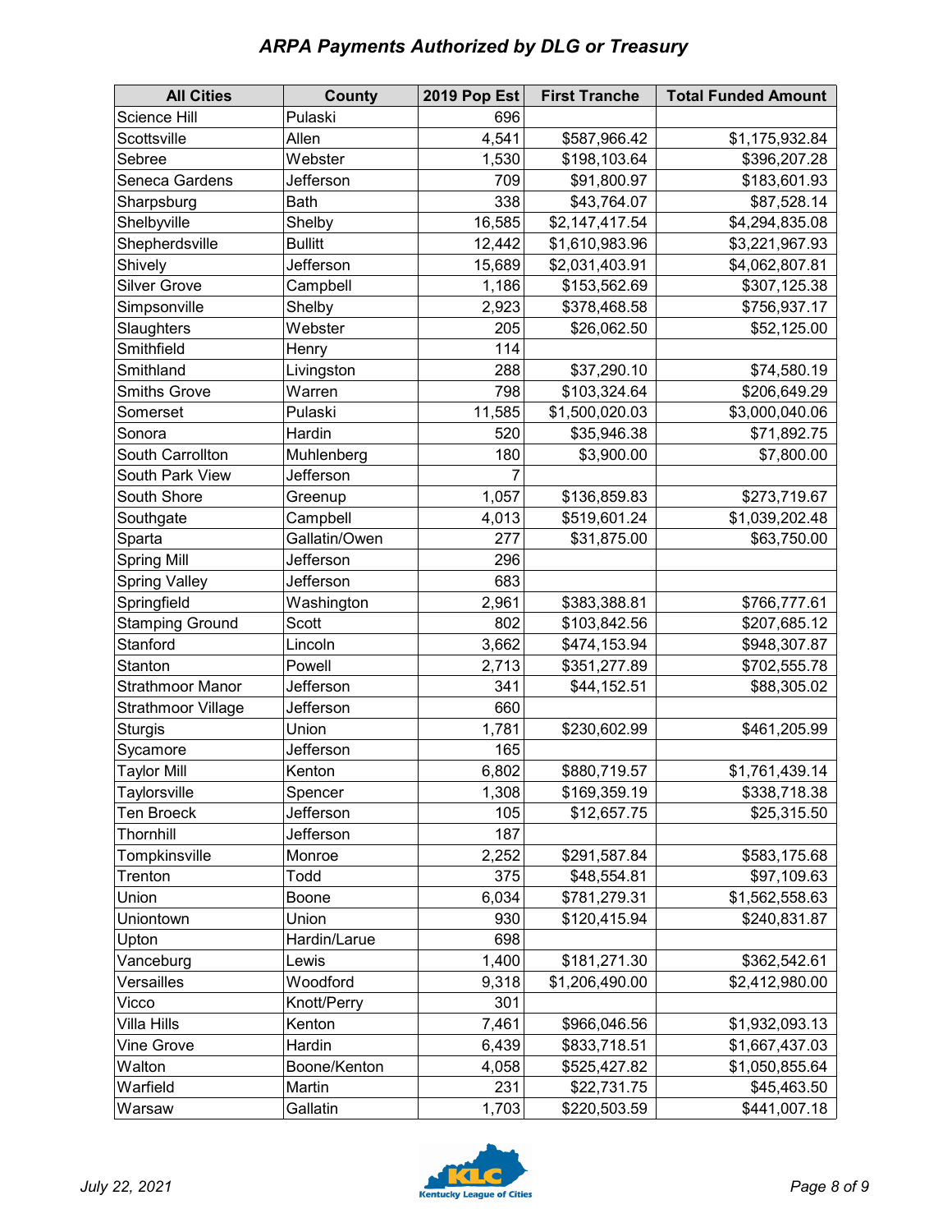# *ARPA Payments Authorized by DLG or Treasury*

| All Cities | County | 2019 Pop Est | First Tranche | Total Funded Amount |
|---|---|---|---|---|
| Science Hill | Pulaski | 696 | | |
| Scottsville | Allen | 4,541 | $587,966.42 | $1,175,932.84 |
| Sebree | Webster | 1,530 | $198,103.64 | $396,207.28 |
| Seneca Gardens | Jefferson | 709 | $91,800.97 | $183,601.93 |
| Sharpsburg | Bath | 338 | $43,764.07 | $87,528.14 |
| Shelbyville | Shelby | 16,585 | $2,147,417.54 | $4,294,835.08 |
| Shepherdsville | Bullitt | 12,442 | $1,610,983.96 | $3,221,967.93 |
| Shively | Jefferson | 15,689 | $2,031,403.91 | $4,062,807.81 |
| Silver Grove | Campbell | 1,186 | $153,562.69 | $307,125.38 |
| Simpsonville | Shelby | 2,923 | $378,468.58 | $756,937.17 |
| Slaughters | Webster | 205 | $26,062.50 | $52,125.00 |
| Smithfield | Henry | 114 | | |
| Smithland | Livingston | 288 | $37,290.10 | $74,580.19 |
| Smiths Grove | Warren | 798 | $103,324.64 | $206,649.29 |
| Somerset | Pulaski | 11,585 | $1,500,020.03 | $3,000,040.06 |
| Sonora | Hardin | 520 | $35,946.38 | $71,892.75 |
| South Carrollton | Muhlenberg | 180 | $3,900.00 | $7,800.00 |
| South Park View | Jefferson | 7 | | |
| South Shore | Greenup | 1,057 | $136,859.83 | $273,719.67 |
| Southgate | Campbell | 4,013 | $519,601.24 | $1,039,202.48 |
| Sparta | Gallatin/Owen | 277 | $31,875.00 | $63,750.00 |
| Spring Mill | Jefferson | 296 | | |
| Spring Valley | Jefferson | 683 | | |
| Springfield | Washington | 2,961 | $383,388.81 | $766,777.61 |
| Stamping Ground | Scott | 802 | $103,842.56 | $207,685.12 |
| Stanford | Lincoln | 3,662 | $474,153.94 | $948,307.87 |
| Stanton | Powell | 2,713 | $351,277.89 | $702,555.78 |
| Strathmoor Manor | Jefferson | 341 | $44,152.51 | $88,305.02 |
| Strathmoor Village | Jefferson | 660 | | |
| Sturgis | Union | 1,781 | $230,602.99 | $461,205.99 |
| Sycamore | Jefferson | 165 | | |
| Taylor Mill | Kenton | 6,802 | $880,719.57 | $1,761,439.14 |
| Taylorsville | Spencer | 1,308 | $169,359.19 | $338,718.38 |
| Ten Broeck | Jefferson | 105 | $12,657.75 | $25,315.50 |
| Thornhill | Jefferson | 187 | | |
| Tompkinsville | Monroe | 2,252 | $291,587.84 | $583,175.68 |
| Trenton | Todd | 375 | $48,554.81 | $97,109.63 |
| Union | Boone | 6,034 | $781,279.31 | $1,562,558.63 |
| Uniontown | Union | 930 | $120,415.94 | $240,831.87 |
| Upton | Hardin/Larue | 698 | | |
| Vanceburg | Lewis | 1,400 | $181,271.30 | $362,542.61 |
| Versailles | Woodford | 9,318 | $1,206,490.00 | $2,412,980.00 |
| Vicco | Knott/Perry | 301 | | |
| Villa Hills | Kenton | 7,461 | $966,046.56 | $1,932,093.13 |
| Vine Grove | Hardin | 6,439 | $833,718.51 | $1,667,437.03 |
| Walton | Boone/Kenton | 4,058 | $525,427.82 | $1,050,855.64 |
| Warfield | Martin | 231 | $22,731.75 | $45,463.50 |
| Warsaw | Gallatin | 1,703 | $220,503.59 | $441,007.18 |

*July 22, 2021*

Kentucky League of Cities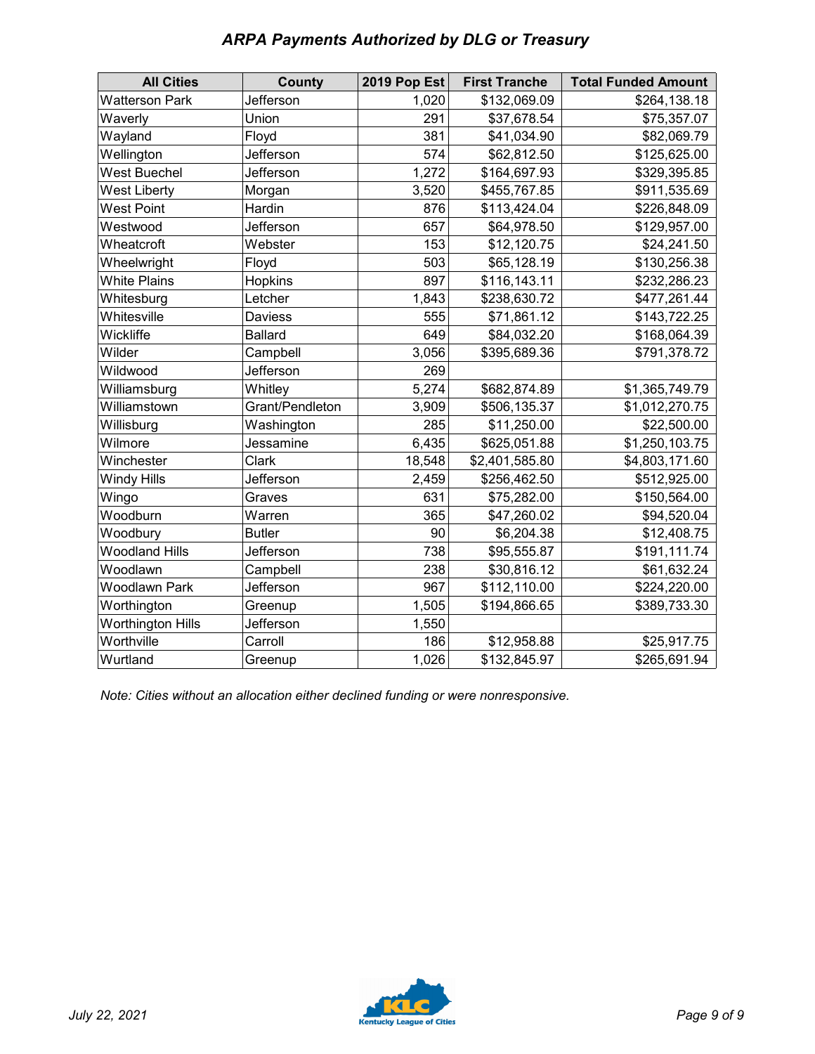## *ARPA Payments Authorized by DLG or Treasury*

| All Cities | County | 2019 Pop Est | First Tranche | Total Funded Amount |
|---|---|---|---|---|
| Watterson Park | Jefferson | 1,020 | $132,069.09 | $264,138.18 |
| Waverly | Union | 291 | $37,678.54 | $75,357.07 |
| Wayland | Floyd | 381 | $41,034.90 | $82,069.79 |
| Wellington | Jefferson | 574 | $62,812.50 | $125,625.00 |
| West Buechel | Jefferson | 1,272 | $164,697.93 | $329,395.85 |
| West Liberty | Morgan | 3,520 | $455,767.85 | $911,535.69 |
| West Point | Hardin | 876 | $113,424.04 | $226,848.09 |
| Westwood | Jefferson | 657 | $64,978.50 | $129,957.00 |
| Wheatcroft | Webster | 153 | $12,120.75 | $24,241.50 |
| Wheelwright | Floyd | 503 | $65,128.19 | $130,256.38 |
| White Plains | Hopkins | 897 | $116,143.11 | $232,286.23 |
| Whitesburg | Letcher | 1,843 | $238,630.72 | $477,261.44 |
| Whitesville | Daviess | 555 | $71,861.12 | $143,722.25 |
| Wickliffe | Ballard | 649 | $84,032.20 | $168,064.39 |
| Wilder | Campbell | 3,056 | $395,689.36 | $791,378.72 |
| Wildwood | Jefferson | 269 | | |
| Williamsburg | Whitley | 5,274 | $682,874.89 | $1,365,749.79 |
| Williamstown | Grant/Pendleton | 3,909 | $506,135.37 | $1,012,270.75 |
| Willisburg | Washington | 285 | $11,250.00 | $22,500.00 |
| Wilmore | Jessamine | 6,435 | $625,051.88 | $1,250,103.75 |
| Winchester | Clark | 18,548 | $2,401,585.80 | $4,803,171.60 |
| Windy Hills | Jefferson | 2,459 | $256,462.50 | $512,925.00 |
| Wingo | Graves | 631 | $75,282.00 | $150,564.00 |
| Woodburn | Warren | 365 | $47,260.02 | $94,520.04 |
| Woodbury | Butler | 90 | $6,204.38 | $12,408.75 |
| Woodland Hills | Jefferson | 738 | $95,555.87 | $191,111.74 |
| Woodlawn | Campbell | 238 | $30,816.12 | $61,632.24 |
| Woodlawn Park | Jefferson | 967 | $112,110.00 | $224,220.00 |
| Worthington | Greenup | 1,505 | $194,866.65 | $389,733.30 |
| Worthington Hills | Jefferson | 1,550 | | |
| Worthville | Carroll | 186 | $12,958.88 | $25,917.75 |
| Wurtland | Greenup | 1,026 | $132,845.97 | $265,691.94 |

*Note: Cities without an allocation either declined funding or were nonresponsive.*

*July 22, 2021*